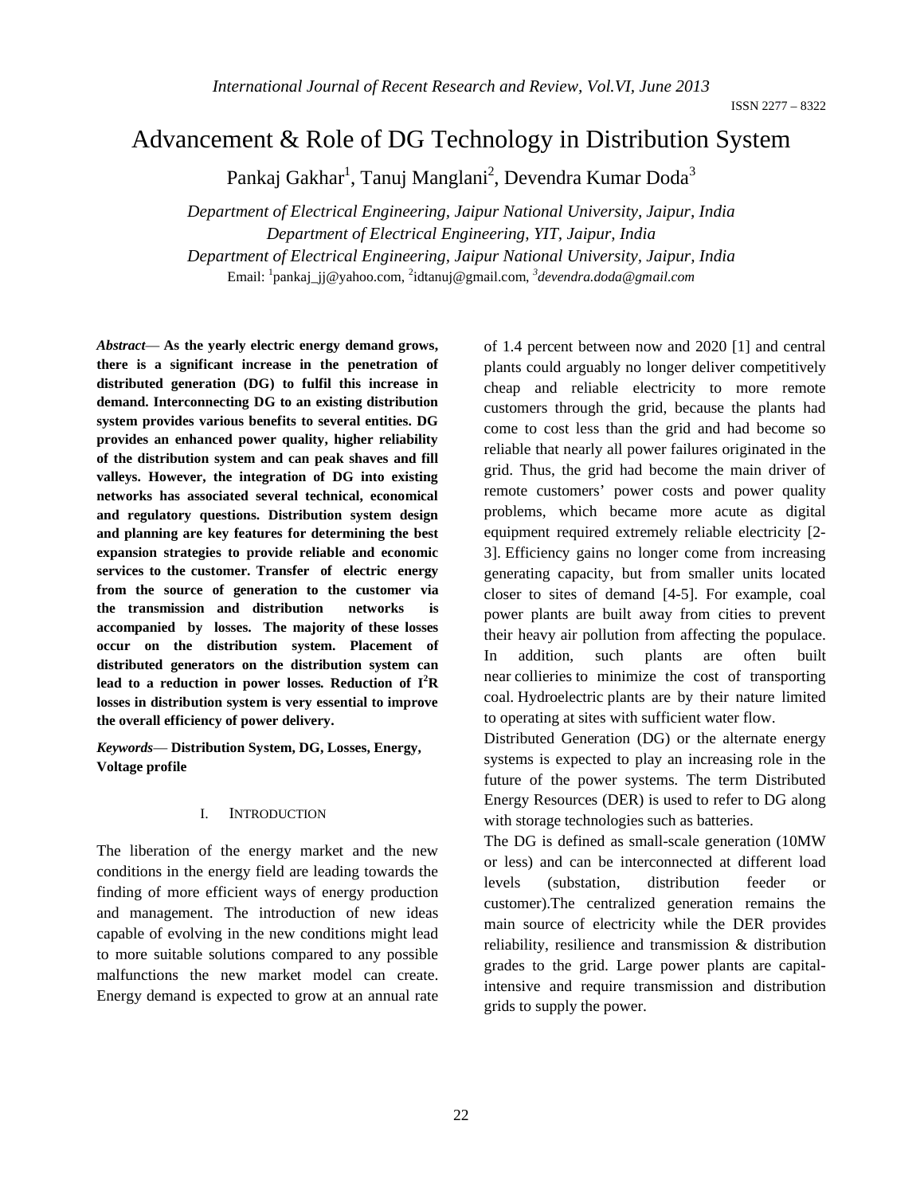# Advancement & Role of DG Technology in Distribution System

Pankaj Gakhar[1], Tanuj Manglani[2], Devendra Kumar Doda[3]

*Department of Electrical Engineering, Jaipur National University, Jaipur, India*
*Department of Electrical Engineering, YIT, Jaipur, India*
*Department of Electrical Engineering, Jaipur National University, Jaipur, India*
Email: [1]pankaj_jj@yahoo.com, [2]idtanuj@gmail.com, [3]*devendra.doda@gmail.com*

***Abstract*— As the yearly electric energy demand grows, there is a significant increase in the penetration of distributed generation (DG) to fulfil this increase in demand. Interconnecting DG to an existing distribution system provides various benefits to several entities. DG provides an enhanced power quality, higher reliability of the distribution system and can peak shaves and fill valleys. However, the integration of DG into existing networks has associated several technical, economical and regulatory questions. Distribution system design and planning are key features for determining the best expansion strategies to provide reliable and economic services to the customer. Transfer of electric energy from the source of generation to the customer via the transmission and distribution networks is accompanied by losses. The majority of these losses occur on the distribution system. Placement of distributed generators on the distribution system can lead to a reduction in power losses. Reduction of $I^2R$ losses in distribution system is very essential to improve the overall efficiency of power delivery.**

***Keywords*— Distribution System, DG, Losses, Energy, Voltage profile**

## I. Introduction

The liberation of the energy market and the new conditions in the energy field are leading towards the finding of more efficient ways of energy production and management. The introduction of new ideas capable of evolving in the new conditions might lead to more suitable solutions compared to any possible malfunctions the new market model can create. Energy demand is expected to grow at an annual rate of 1.4 percent between now and 2020 [1] and central plants could arguably no longer deliver competitively cheap and reliable electricity to more remote customers through the grid, because the plants had come to cost less than the grid and had become so reliable that nearly all power failures originated in the grid. Thus, the grid had become the main driver of remote customers' power costs and power quality problems, which became more acute as digital equipment required extremely reliable electricity [2-3]. Efficiency gains no longer come from increasing generating capacity, but from smaller units located closer to sites of demand [4-5]. For example, coal power plants are built away from cities to prevent their heavy air pollution from affecting the populace. In addition, such plants are often built near collieries to minimize the cost of transporting coal. Hydroelectric plants are by their nature limited to operating at sites with sufficient water flow.

Distributed Generation (DG) or the alternate energy systems is expected to play an increasing role in the future of the power systems. The term Distributed Energy Resources (DER) is used to refer to DG along with storage technologies such as batteries.

The DG is defined as small-scale generation (10MW or less) and can be interconnected at different load levels (substation, distribution feeder or customer).The centralized generation remains the main source of electricity while the DER provides reliability, resilience and transmission & distribution grades to the grid. Large power plants are capital-intensive and require transmission and distribution grids to supply the power.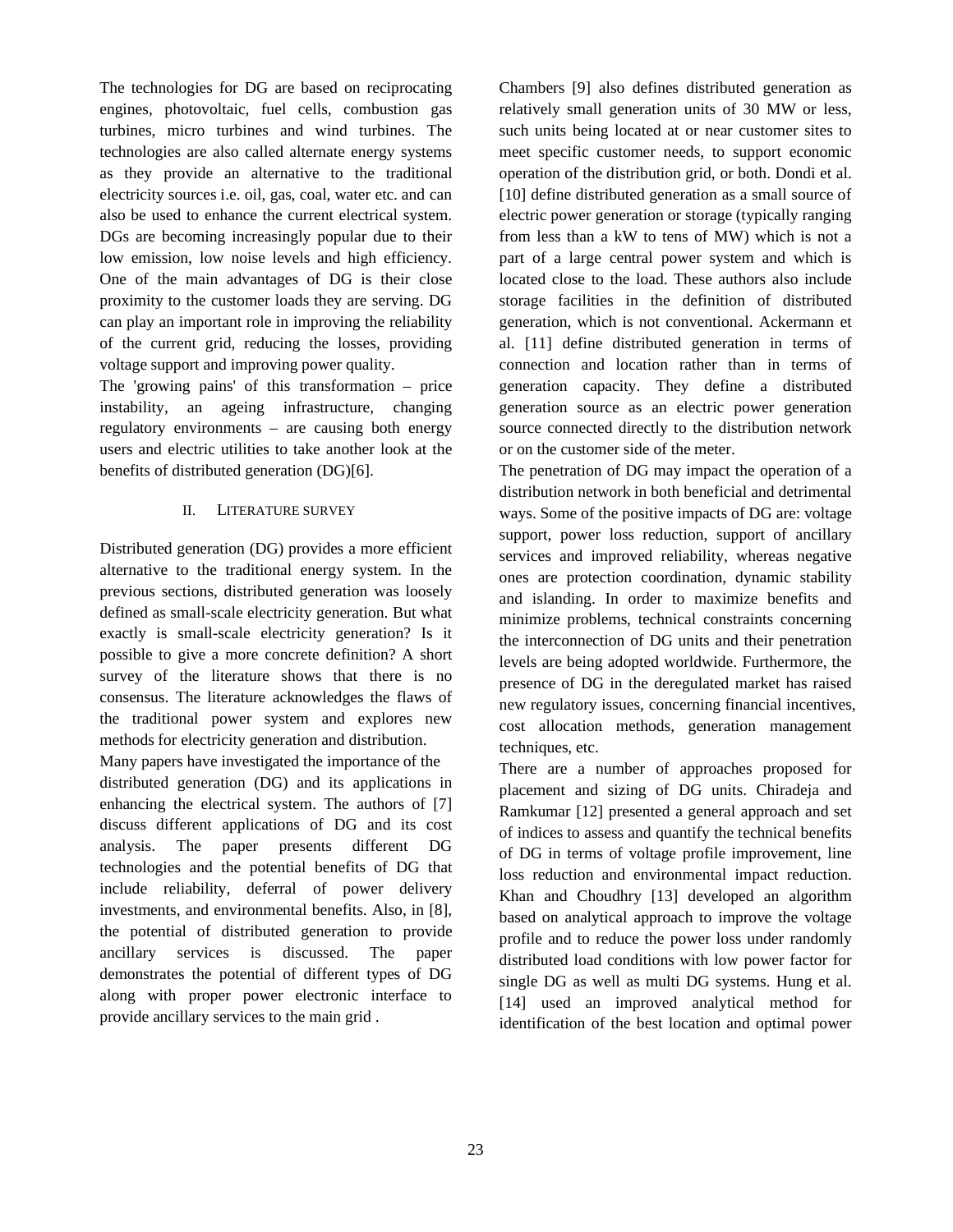The technologies for DG are based on reciprocating engines, photovoltaic, fuel cells, combustion gas turbines, micro turbines and wind turbines. The technologies are also called alternate energy systems as they provide an alternative to the traditional electricity sources i.e. oil, gas, coal, water etc. and can also be used to enhance the current electrical system. DGs are becoming increasingly popular due to their low emission, low noise levels and high efficiency. One of the main advantages of DG is their close proximity to the customer loads they are serving. DG can play an important role in improving the reliability of the current grid, reducing the losses, providing voltage support and improving power quality.

The 'growing pains' of this transformation – price instability, an ageing infrastructure, changing regulatory environments – are causing both energy users and electric utilities to take another look at the benefits of distributed generation (DG)[6].

## II. LITERATURE SURVEY

Distributed generation (DG) provides a more efficient alternative to the traditional energy system. In the previous sections, distributed generation was loosely defined as small-scale electricity generation. But what exactly is small-scale electricity generation? Is it possible to give a more concrete definition? A short survey of the literature shows that there is no consensus. The literature acknowledges the flaws of the traditional power system and explores new methods for electricity generation and distribution.

Many papers have investigated the importance of the distributed generation (DG) and its applications in enhancing the electrical system. The authors of [7] discuss different applications of DG and its cost analysis. The paper presents different DG technologies and the potential benefits of DG that include reliability, deferral of power delivery investments, and environmental benefits. Also, in [8], the potential of distributed generation to provide ancillary services is discussed. The paper demonstrates the potential of different types of DG along with proper power electronic interface to provide ancillary services to the main grid .

Chambers [9] also defines distributed generation as relatively small generation units of 30 MW or less, such units being located at or near customer sites to meet specific customer needs, to support economic operation of the distribution grid, or both. Dondi et al. [10] define distributed generation as a small source of electric power generation or storage (typically ranging from less than a kW to tens of MW) which is not a part of a large central power system and which is located close to the load. These authors also include storage facilities in the definition of distributed generation, which is not conventional. Ackermann et al. [11] define distributed generation in terms of connection and location rather than in terms of generation capacity. They define a distributed generation source as an electric power generation source connected directly to the distribution network or on the customer side of the meter.

The penetration of DG may impact the operation of a distribution network in both beneficial and detrimental ways. Some of the positive impacts of DG are: voltage support, power loss reduction, support of ancillary services and improved reliability, whereas negative ones are protection coordination, dynamic stability and islanding. In order to maximize benefits and minimize problems, technical constraints concerning the interconnection of DG units and their penetration levels are being adopted worldwide. Furthermore, the presence of DG in the deregulated market has raised new regulatory issues, concerning financial incentives, cost allocation methods, generation management techniques, etc.

There are a number of approaches proposed for placement and sizing of DG units. Chiradeja and Ramkumar [12] presented a general approach and set of indices to assess and quantify the technical benefits of DG in terms of voltage profile improvement, line loss reduction and environmental impact reduction. Khan and Choudhry [13] developed an algorithm based on analytical approach to improve the voltage profile and to reduce the power loss under randomly distributed load conditions with low power factor for single DG as well as multi DG systems. Hung et al. [14] used an improved analytical method for identification of the best location and optimal power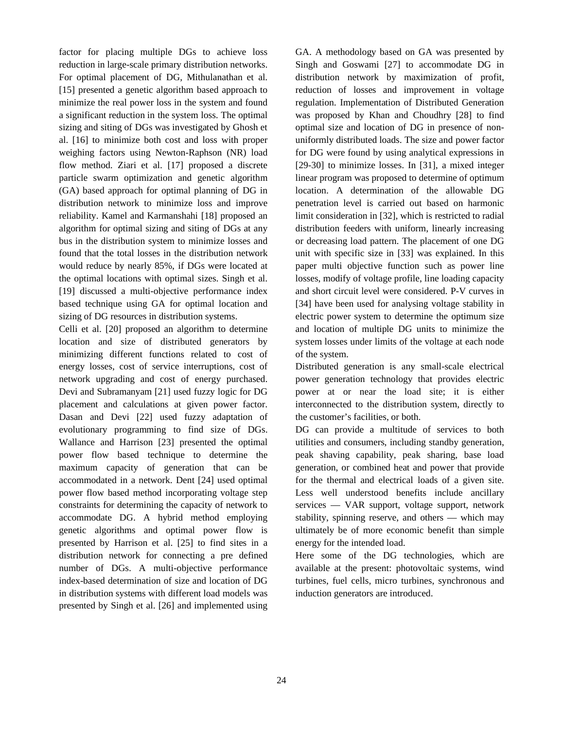factor for placing multiple DGs to achieve loss reduction in large-scale primary distribution networks. For optimal placement of DG, Mithulanathan et al. [15] presented a genetic algorithm based approach to minimize the real power loss in the system and found a significant reduction in the system loss. The optimal sizing and siting of DGs was investigated by Ghosh et al. [16] to minimize both cost and loss with proper weighing factors using Newton-Raphson (NR) load flow method. Ziari et al. [17] proposed a discrete particle swarm optimization and genetic algorithm (GA) based approach for optimal planning of DG in distribution network to minimize loss and improve reliability. Kamel and Karmanshahi [18] proposed an algorithm for optimal sizing and siting of DGs at any bus in the distribution system to minimize losses and found that the total losses in the distribution network would reduce by nearly 85%, if DGs were located at the optimal locations with optimal sizes. Singh et al. [19] discussed a multi-objective performance index based technique using GA for optimal location and sizing of DG resources in distribution systems.

Celli et al. [20] proposed an algorithm to determine location and size of distributed generators by minimizing different functions related to cost of energy losses, cost of service interruptions, cost of network upgrading and cost of energy purchased. Devi and Subramanyam [21] used fuzzy logic for DG placement and calculations at given power factor. Dasan and Devi [22] used fuzzy adaptation of evolutionary programming to find size of DGs. Wallance and Harrison [23] presented the optimal power flow based technique to determine the maximum capacity of generation that can be accommodated in a network. Dent [24] used optimal power flow based method incorporating voltage step constraints for determining the capacity of network to accommodate DG. A hybrid method employing genetic algorithms and optimal power flow is presented by Harrison et al. [25] to find sites in a distribution network for connecting a pre defined number of DGs. A multi-objective performance index-based determination of size and location of DG in distribution systems with different load models was presented by Singh et al. [26] and implemented using GA. A methodology based on GA was presented by Singh and Goswami [27] to accommodate DG in distribution network by maximization of profit, reduction of losses and improvement in voltage regulation. Implementation of Distributed Generation was proposed by Khan and Choudhry [28] to find optimal size and location of DG in presence of non-uniformly distributed loads. The size and power factor for DG were found by using analytical expressions in [29-30] to minimize losses. In [31], a mixed integer linear program was proposed to determine of optimum location. A determination of the allowable DG penetration level is carried out based on harmonic limit consideration in [32], which is restricted to radial distribution feeders with uniform, linearly increasing or decreasing load pattern. The placement of one DG unit with specific size in [33] was explained. In this paper multi objective function such as power line losses, modify of voltage profile, line loading capacity and short circuit level were considered. P-V curves in [34] have been used for analysing voltage stability in electric power system to determine the optimum size and location of multiple DG units to minimize the system losses under limits of the voltage at each node of the system.

Distributed generation is any small-scale electrical power generation technology that provides electric power at or near the load site; it is either interconnected to the distribution system, directly to the customer's facilities, or both.

DG can provide a multitude of services to both utilities and consumers, including standby generation, peak shaving capability, peak sharing, base load generation, or combined heat and power that provide for the thermal and electrical loads of a given site. Less well understood benefits include ancillary services — VAR support, voltage support, network stability, spinning reserve, and others — which may ultimately be of more economic benefit than simple energy for the intended load.

Here some of the DG technologies, which are available at the present: photovoltaic systems, wind turbines, fuel cells, micro turbines, synchronous and induction generators are introduced.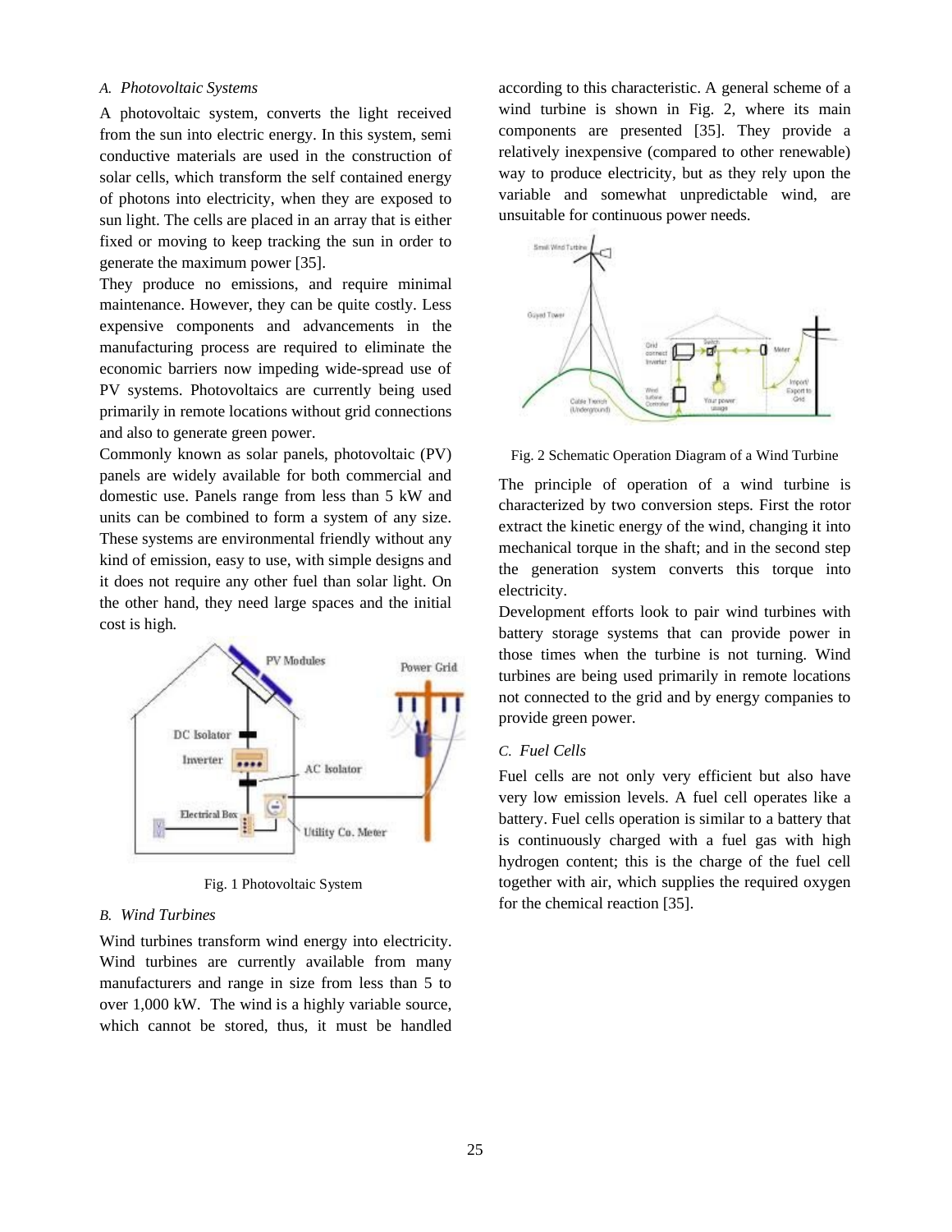### A. Photovoltaic Systems

A photovoltaic system, converts the light received from the sun into electric energy. In this system, semi conductive materials are used in the construction of solar cells, which transform the self contained energy of photons into electricity, when they are exposed to sun light. The cells are placed in an array that is either fixed or moving to keep tracking the sun in order to generate the maximum power [35].

They produce no emissions, and require minimal maintenance. However, they can be quite costly. Less expensive components and advancements in the manufacturing process are required to eliminate the economic barriers now impeding wide-spread use of PV systems. Photovoltaics are currently being used primarily in remote locations without grid connections and also to generate green power.

Commonly known as solar panels, photovoltaic (PV) panels are widely available for both commercial and domestic use. Panels range from less than 5 kW and units can be combined to form a system of any size. These systems are environmental friendly without any kind of emission, easy to use, with simple designs and it does not require any other fuel than solar light. On the other hand, they need large spaces and the initial cost is high.

Fig. 1 Photovoltaic System

### B. Wind Turbines

Wind turbines transform wind energy into electricity. Wind turbines are currently available from many manufacturers and range in size from less than 5 to over 1,000 kW. The wind is a highly variable source, which cannot be stored, thus, it must be handled according to this characteristic. A general scheme of a wind turbine is shown in Fig. 2, where its main components are presented [35]. They provide a relatively inexpensive (compared to other renewable) way to produce electricity, but as they rely upon the variable and somewhat unpredictable wind, are unsuitable for continuous power needs.

Fig. 2 Schematic Operation Diagram of a Wind Turbine

The principle of operation of a wind turbine is characterized by two conversion steps. First the rotor extract the kinetic energy of the wind, changing it into mechanical torque in the shaft; and in the second step the generation system converts this torque into electricity.

Development efforts look to pair wind turbines with battery storage systems that can provide power in those times when the turbine is not turning. Wind turbines are being used primarily in remote locations not connected to the grid and by energy companies to provide green power.

### C. Fuel Cells

Fuel cells are not only very efficient but also have very low emission levels. A fuel cell operates like a battery. Fuel cells operation is similar to a battery that is continuously charged with a fuel gas with high hydrogen content; this is the charge of the fuel cell together with air, which supplies the required oxygen for the chemical reaction [35].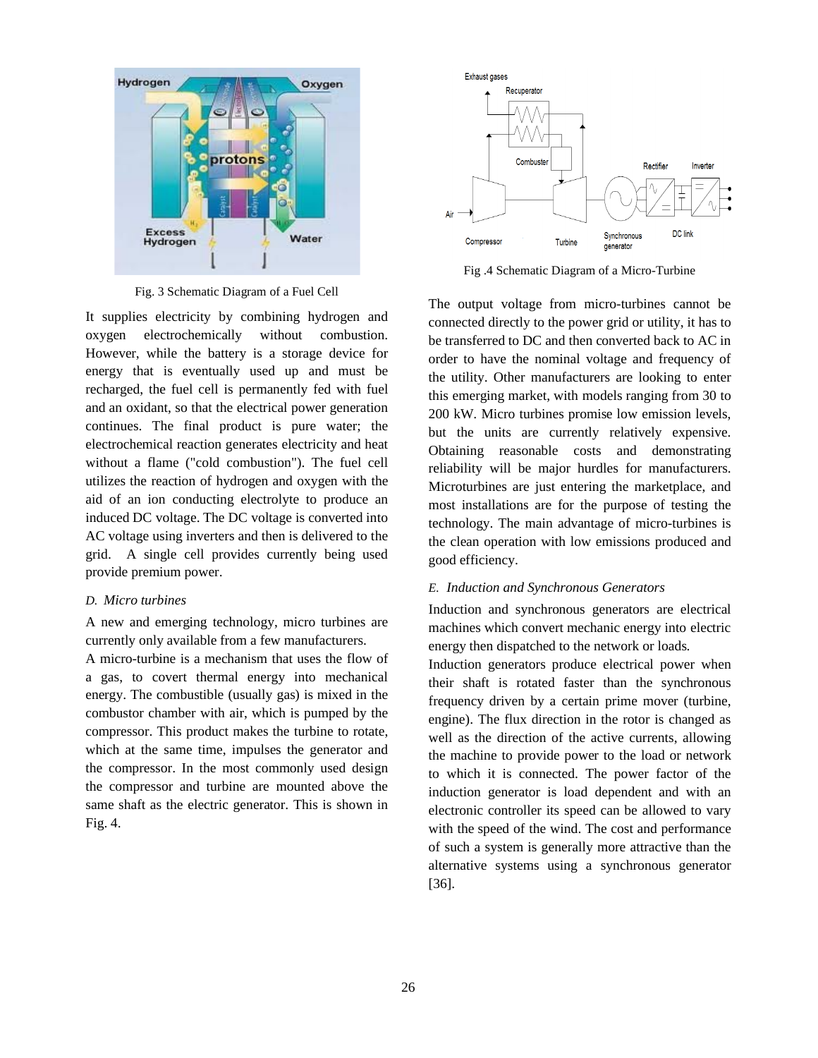Fig. 3 Schematic Diagram of a Fuel Cell

It supplies electricity by combining hydrogen and oxygen electrochemically without combustion. However, while the battery is a storage device for energy that is eventually used up and must be recharged, the fuel cell is permanently fed with fuel and an oxidant, so that the electrical power generation continues. The final product is pure water; the electrochemical reaction generates electricity and heat without a flame ("cold combustion"). The fuel cell utilizes the reaction of hydrogen and oxygen with the aid of an ion conducting electrolyte to produce an induced DC voltage. The DC voltage is converted into AC voltage using inverters and then is delivered to the grid. A single cell provides currently being used provide premium power.

### *D. Micro turbines*

A new and emerging technology, micro turbines are currently only available from a few manufacturers.

A micro-turbine is a mechanism that uses the flow of a gas, to covert thermal energy into mechanical energy. The combustible (usually gas) is mixed in the combustor chamber with air, which is pumped by the compressor. This product makes the turbine to rotate, which at the same time, impulses the generator and the compressor. In the most commonly used design the compressor and turbine are mounted above the same shaft as the electric generator. This is shown in Fig. 4.

Fig .4 Schematic Diagram of a Micro-Turbine

The output voltage from micro-turbines cannot be connected directly to the power grid or utility, it has to be transferred to DC and then converted back to AC in order to have the nominal voltage and frequency of the utility. Other manufacturers are looking to enter this emerging market, with models ranging from 30 to 200 kW. Micro turbines promise low emission levels, but the units are currently relatively expensive. Obtaining reasonable costs and demonstrating reliability will be major hurdles for manufacturers. Microturbines are just entering the marketplace, and most installations are for the purpose of testing the technology. The main advantage of micro-turbines is the clean operation with low emissions produced and good efficiency.

### *E. Induction and Synchronous Generators*

Induction and synchronous generators are electrical machines which convert mechanic energy into electric energy then dispatched to the network or loads.

Induction generators produce electrical power when their shaft is rotated faster than the synchronous frequency driven by a certain prime mover (turbine, engine). The flux direction in the rotor is changed as well as the direction of the active currents, allowing the machine to provide power to the load or network to which it is connected. The power factor of the induction generator is load dependent and with an electronic controller its speed can be allowed to vary with the speed of the wind. The cost and performance of such a system is generally more attractive than the alternative systems using a synchronous generator [36].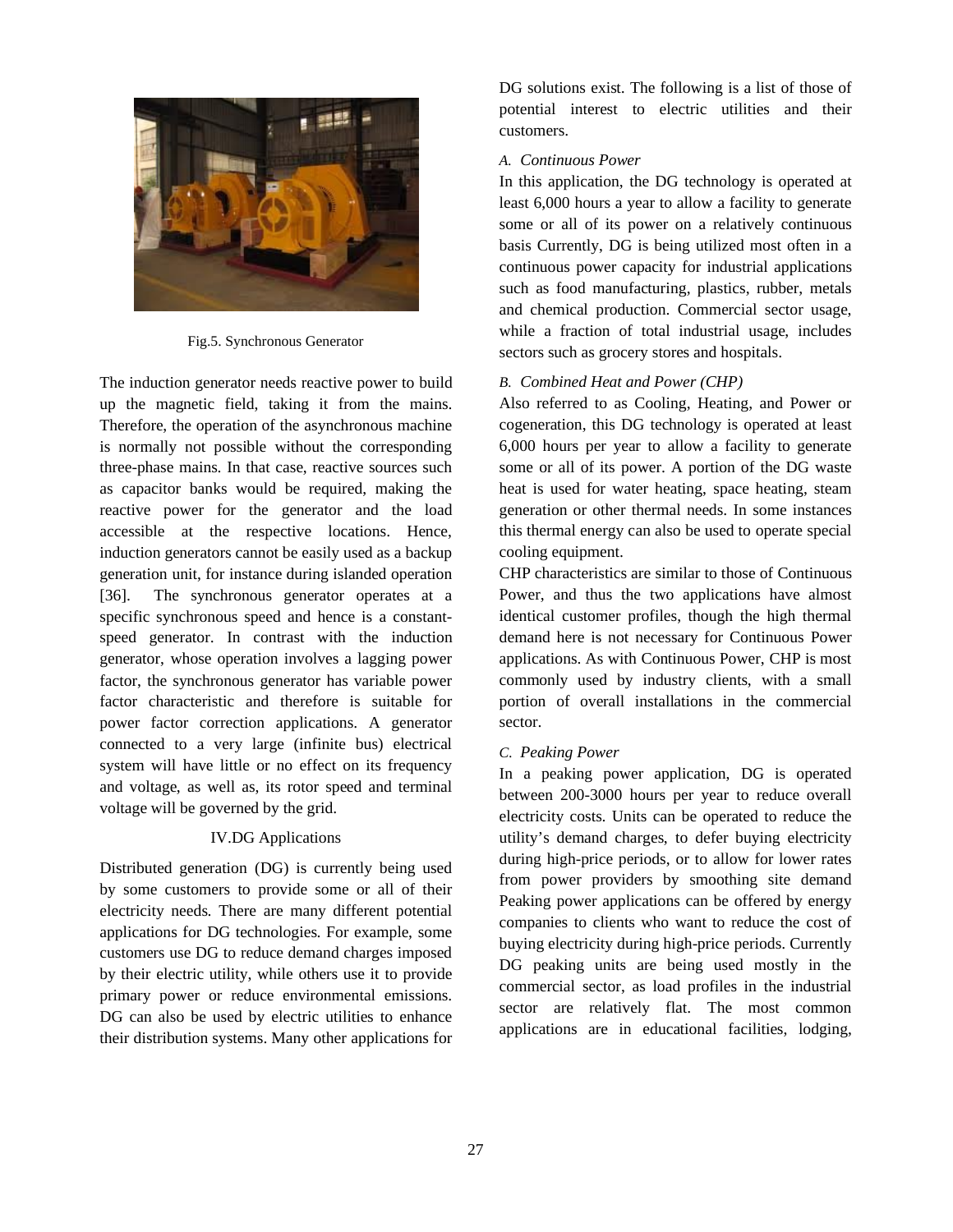Fig.5. Synchronous Generator

The induction generator needs reactive power to build up the magnetic field, taking it from the mains. Therefore, the operation of the asynchronous machine is normally not possible without the corresponding three-phase mains. In that case, reactive sources such as capacitor banks would be required, making the reactive power for the generator and the load accessible at the respective locations. Hence, induction generators cannot be easily used as a backup generation unit, for instance during islanded operation [36]. The synchronous generator operates at a specific synchronous speed and hence is a constant-speed generator. In contrast with the induction generator, whose operation involves a lagging power factor, the synchronous generator has variable power factor characteristic and therefore is suitable for power factor correction applications. A generator connected to a very large (infinite bus) electrical system will have little or no effect on its frequency and voltage, as well as, its rotor speed and terminal voltage will be governed by the grid.

## IV.DG Applications

Distributed generation (DG) is currently being used by some customers to provide some or all of their electricity needs. There are many different potential applications for DG technologies. For example, some customers use DG to reduce demand charges imposed by their electric utility, while others use it to provide primary power or reduce environmental emissions. DG can also be used by electric utilities to enhance their distribution systems. Many other applications for DG solutions exist. The following is a list of those of potential interest to electric utilities and their customers.

### *A. Continuous Power*

In this application, the DG technology is operated at least 6,000 hours a year to allow a facility to generate some or all of its power on a relatively continuous basis Currently, DG is being utilized most often in a continuous power capacity for industrial applications such as food manufacturing, plastics, rubber, metals and chemical production. Commercial sector usage, while a fraction of total industrial usage, includes sectors such as grocery stores and hospitals.

### *B. Combined Heat and Power (CHP)*

Also referred to as Cooling, Heating, and Power or cogeneration, this DG technology is operated at least 6,000 hours per year to allow a facility to generate some or all of its power. A portion of the DG waste heat is used for water heating, space heating, steam generation or other thermal needs. In some instances this thermal energy can also be used to operate special cooling equipment.

CHP characteristics are similar to those of Continuous Power, and thus the two applications have almost identical customer profiles, though the high thermal demand here is not necessary for Continuous Power applications. As with Continuous Power, CHP is most commonly used by industry clients, with a small portion of overall installations in the commercial sector.

### *C. Peaking Power*

In a peaking power application, DG is operated between 200-3000 hours per year to reduce overall electricity costs. Units can be operated to reduce the utility's demand charges, to defer buying electricity during high-price periods, or to allow for lower rates from power providers by smoothing site demand Peaking power applications can be offered by energy companies to clients who want to reduce the cost of buying electricity during high-price periods. Currently DG peaking units are being used mostly in the commercial sector, as load profiles in the industrial sector are relatively flat. The most common applications are in educational facilities, lodging,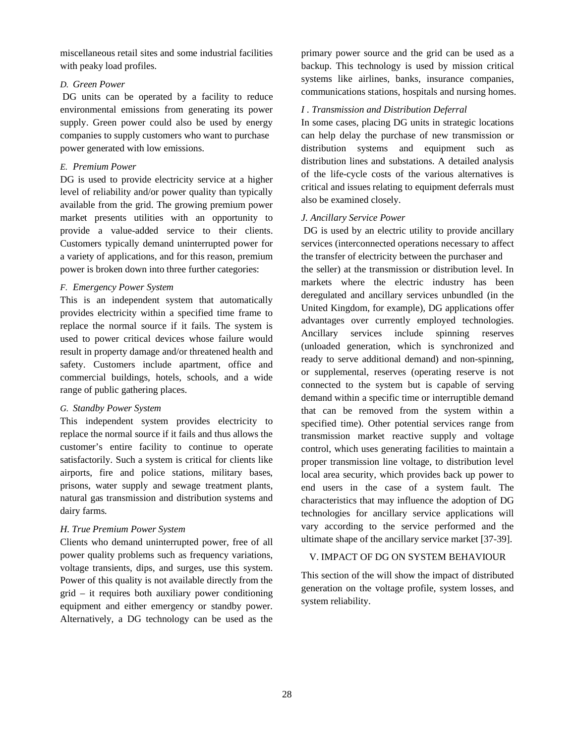miscellaneous retail sites and some industrial facilities with peaky load profiles.

### *D. Green Power*

DG units can be operated by a facility to reduce environmental emissions from generating its power supply. Green power could also be used by energy companies to supply customers who want to purchase power generated with low emissions.

### *E. Premium Power*

DG is used to provide electricity service at a higher level of reliability and/or power quality than typically available from the grid. The growing premium power market presents utilities with an opportunity to provide a value-added service to their clients. Customers typically demand uninterrupted power for a variety of applications, and for this reason, premium power is broken down into three further categories:

### *F. Emergency Power System*

This is an independent system that automatically provides electricity within a specified time frame to replace the normal source if it fails. The system is used to power critical devices whose failure would result in property damage and/or threatened health and safety. Customers include apartment, office and commercial buildings, hotels, schools, and a wide range of public gathering places.

### *G. Standby Power System*

This independent system provides electricity to replace the normal source if it fails and thus allows the customer's entire facility to continue to operate satisfactorily. Such a system is critical for clients like airports, fire and police stations, military bases, prisons, water supply and sewage treatment plants, natural gas transmission and distribution systems and dairy farms.

### *H. True Premium Power System*

Clients who demand uninterrupted power, free of all power quality problems such as frequency variations, voltage transients, dips, and surges, use this system. Power of this quality is not available directly from the grid – it requires both auxiliary power conditioning equipment and either emergency or standby power. Alternatively, a DG technology can be used as the primary power source and the grid can be used as a backup. This technology is used by mission critical systems like airlines, banks, insurance companies, communications stations, hospitals and nursing homes.

### *I . Transmission and Distribution Deferral*

In some cases, placing DG units in strategic locations can help delay the purchase of new transmission or distribution systems and equipment such as distribution lines and substations. A detailed analysis of the life-cycle costs of the various alternatives is critical and issues relating to equipment deferrals must also be examined closely.

### *J. Ancillary Service Power*

DG is used by an electric utility to provide ancillary services (interconnected operations necessary to affect the transfer of electricity between the purchaser and the seller) at the transmission or distribution level. In markets where the electric industry has been deregulated and ancillary services unbundled (in the United Kingdom, for example), DG applications offer advantages over currently employed technologies. Ancillary services include spinning reserves (unloaded generation, which is synchronized and ready to serve additional demand) and non-spinning, or supplemental, reserves (operating reserve is not connected to the system but is capable of serving demand within a specific time or interruptible demand that can be removed from the system within a specified time). Other potential services range from transmission market reactive supply and voltage control, which uses generating facilities to maintain a proper transmission line voltage, to distribution level local area security, which provides back up power to end users in the case of a system fault. The characteristics that may influence the adoption of DG technologies for ancillary service applications will vary according to the service performed and the ultimate shape of the ancillary service market [37-39].

## V. IMPACT OF DG ON SYSTEM BEHAVIOUR

This section of the will show the impact of distributed generation on the voltage profile, system losses, and system reliability.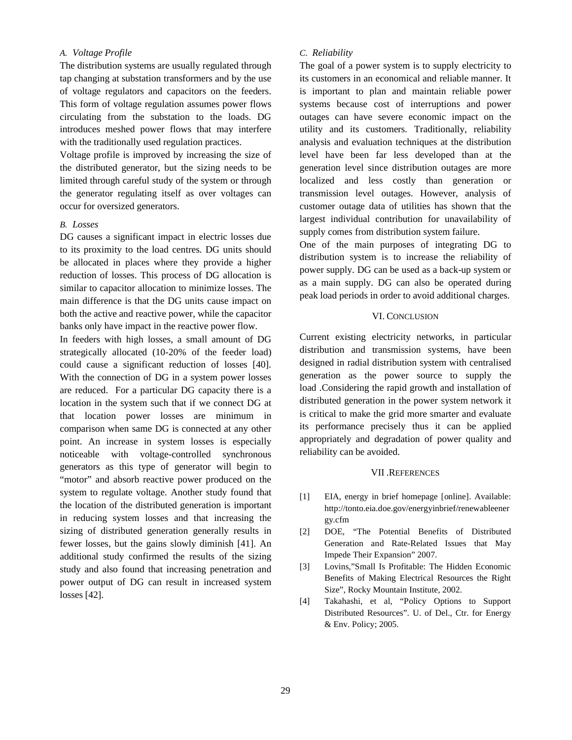### *A. Voltage Profile*

The distribution systems are usually regulated through tap changing at substation transformers and by the use of voltage regulators and capacitors on the feeders. This form of voltage regulation assumes power flows circulating from the substation to the loads. DG introduces meshed power flows that may interfere with the traditionally used regulation practices.

Voltage profile is improved by increasing the size of the distributed generator, but the sizing needs to be limited through careful study of the system or through the generator regulating itself as over voltages can occur for oversized generators.

### *B. Losses*

DG causes a significant impact in electric losses due to its proximity to the load centres. DG units should be allocated in places where they provide a higher reduction of losses. This process of DG allocation is similar to capacitor allocation to minimize losses. The main difference is that the DG units cause impact on both the active and reactive power, while the capacitor banks only have impact in the reactive power flow.

In feeders with high losses, a small amount of DG strategically allocated (10-20% of the feeder load) could cause a significant reduction of losses [40]. With the connection of DG in a system power losses are reduced. For a particular DG capacity there is a location in the system such that if we connect DG at that location power losses are minimum in comparison when same DG is connected at any other point. An increase in system losses is especially noticeable with voltage-controlled synchronous generators as this type of generator will begin to "motor" and absorb reactive power produced on the system to regulate voltage. Another study found that the location of the distributed generation is important in reducing system losses and that increasing the sizing of distributed generation generally results in fewer losses, but the gains slowly diminish [41]. An additional study confirmed the results of the sizing study and also found that increasing penetration and power output of DG can result in increased system losses [42].

### *C. Reliability*

The goal of a power system is to supply electricity to its customers in an economical and reliable manner. It is important to plan and maintain reliable power systems because cost of interruptions and power outages can have severe economic impact on the utility and its customers. Traditionally, reliability analysis and evaluation techniques at the distribution level have been far less developed than at the generation level since distribution outages are more localized and less costly than generation or transmission level outages. However, analysis of customer outage data of utilities has shown that the largest individual contribution for unavailability of supply comes from distribution system failure.

One of the main purposes of integrating DG to distribution system is to increase the reliability of power supply. DG can be used as a back-up system or as a main supply. DG can also be operated during peak load periods in order to avoid additional charges.

## VI. CONCLUSION

Current existing electricity networks, in particular distribution and transmission systems, have been designed in radial distribution system with centralised generation as the power source to supply the load .Considering the rapid growth and installation of distributed generation in the power system network it is critical to make the grid more smarter and evaluate its performance precisely thus it can be applied appropriately and degradation of power quality and reliability can be avoided.

## VII .REFERENCES

[1] EIA, energy in brief homepage [online]. Available: http://tonto.eia.doe.gov/energyinbrief/renewableenergy.cfm

[2] DOE, "The Potential Benefits of Distributed Generation and Rate-Related Issues that May Impede Their Expansion" 2007.

[3] Lovins,"Small Is Profitable: The Hidden Economic Benefits of Making Electrical Resources the Right Size", Rocky Mountain Institute, 2002.

[4] Takahashi, et al, "Policy Options to Support Distributed Resources". U. of Del., Ctr. for Energy & Env. Policy; 2005.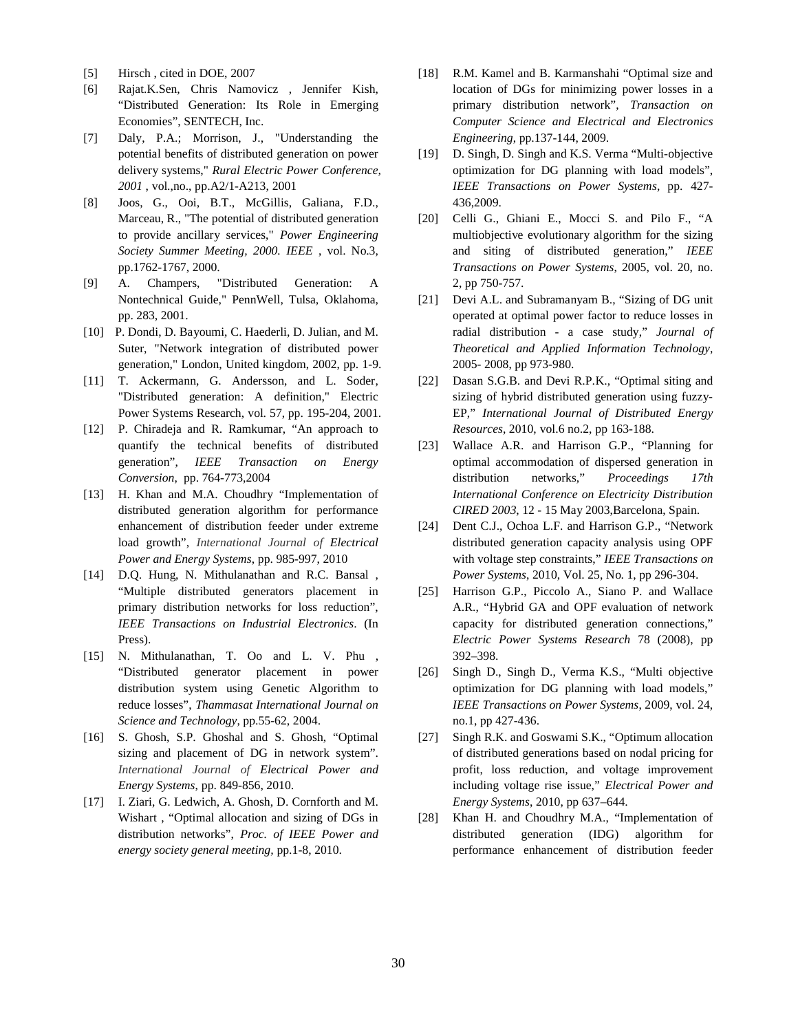[5] Hirsch , cited in DOE, 2007

[6] Rajat.K.Sen, Chris Namovicz , Jennifer Kish, "Distributed Generation: Its Role in Emerging Economies", SENTECH, Inc.

[7] Daly, P.A.; Morrison, J., "Understanding the potential benefits of distributed generation on power delivery systems," *Rural Electric Power Conference, 2001* , vol.,no., pp.A2/1-A213, 2001

[8] Joos, G., Ooi, B.T., McGillis, Galiana, F.D., Marceau, R., "The potential of distributed generation to provide ancillary services," *Power Engineering Society Summer Meeting, 2000. IEEE* , vol. No.3, pp.1762-1767, 2000.

[9] A. Champers, "Distributed Generation: A Nontechnical Guide," PennWell, Tulsa, Oklahoma, pp. 283, 2001.

[10] P. Dondi, D. Bayoumi, C. Haederli, D. Julian, and M. Suter, "Network integration of distributed power generation," London, United kingdom, 2002, pp. 1-9.

[11] T. Ackermann, G. Andersson, and L. Soder, "Distributed generation: A definition," Electric Power Systems Research, vol. 57, pp. 195-204, 2001.

[12] P. Chiradeja and R. Ramkumar, "An approach to quantify the technical benefits of distributed generation", *IEEE Transaction on Energy Conversion*, pp. 764-773,2004

[13] H. Khan and M.A. Choudhry "Implementation of distributed generation algorithm for performance enhancement of distribution feeder under extreme load growth", *International Journal of Electrical Power and Energy Systems*, pp. 985-997, 2010

[14] D.Q. Hung, N. Mithulanathan and R.C. Bansal , "Multiple distributed generators placement in primary distribution networks for loss reduction", *IEEE Transactions on Industrial Electronics*. (In Press).

[15] N. Mithulanathan, T. Oo and L. V. Phu , "Distributed generator placement in power distribution system using Genetic Algorithm to reduce losses", *Thammasat International Journal on Science and Technology*, pp.55-62, 2004.

[16] S. Ghosh, S.P. Ghoshal and S. Ghosh, "Optimal sizing and placement of DG in network system". *International Journal of Electrical Power and Energy Systems*, pp. 849-856, 2010.

[17] I. Ziari, G. Ledwich, A. Ghosh, D. Cornforth and M. Wishart , "Optimal allocation and sizing of DGs in distribution networks", *Proc. of IEEE Power and energy society general meeting*, pp.1-8, 2010.

[18] R.M. Kamel and B. Karmanshahi "Optimal size and location of DGs for minimizing power losses in a primary distribution network", *Transaction on Computer Science and Electrical and Electronics Engineering*, pp.137-144, 2009.

[19] D. Singh, D. Singh and K.S. Verma "Multi-objective optimization for DG planning with load models", *IEEE Transactions on Power Systems*, pp. 427-436,2009.

[20] Celli G., Ghiani E., Mocci S. and Pilo F., "A multiobjective evolutionary algorithm for the sizing and siting of distributed generation," *IEEE Transactions on Power Systems*, 2005, vol. 20, no. 2, pp 750-757.

[21] Devi A.L. and Subramanyam B., "Sizing of DG unit operated at optimal power factor to reduce losses in radial distribution - a case study," *Journal of Theoretical and Applied Information Technology*, 2005- 2008, pp 973-980.

[22] Dasan S.G.B. and Devi R.P.K., "Optimal siting and sizing of hybrid distributed generation using fuzzy-EP," *International Journal of Distributed Energy Resources*, 2010, vol.6 no.2, pp 163-188.

[23] Wallace A.R. and Harrison G.P., "Planning for optimal accommodation of dispersed generation in distribution networks," *Proceedings 17th International Conference on Electricity Distribution CIRED 2003*, 12 - 15 May 2003,Barcelona, Spain.

[24] Dent C.J., Ochoa L.F. and Harrison G.P., "Network distributed generation capacity analysis using OPF with voltage step constraints," *IEEE Transactions on Power Systems*, 2010, Vol. 25, No. 1, pp 296-304.

[25] Harrison G.P., Piccolo A., Siano P. and Wallace A.R., "Hybrid GA and OPF evaluation of network capacity for distributed generation connections," *Electric Power Systems Research* 78 (2008), pp 392–398.

[26] Singh D., Singh D., Verma K.S., "Multi objective optimization for DG planning with load models," *IEEE Transactions on Power Systems*, 2009, vol. 24, no.1, pp 427-436.

[27] Singh R.K. and Goswami S.K., "Optimum allocation of distributed generations based on nodal pricing for profit, loss reduction, and voltage improvement including voltage rise issue," *Electrical Power and Energy Systems*, 2010, pp 637–644.

[28] Khan H. and Choudhry M.A., "Implementation of distributed generation (IDG) algorithm for performance enhancement of distribution feeder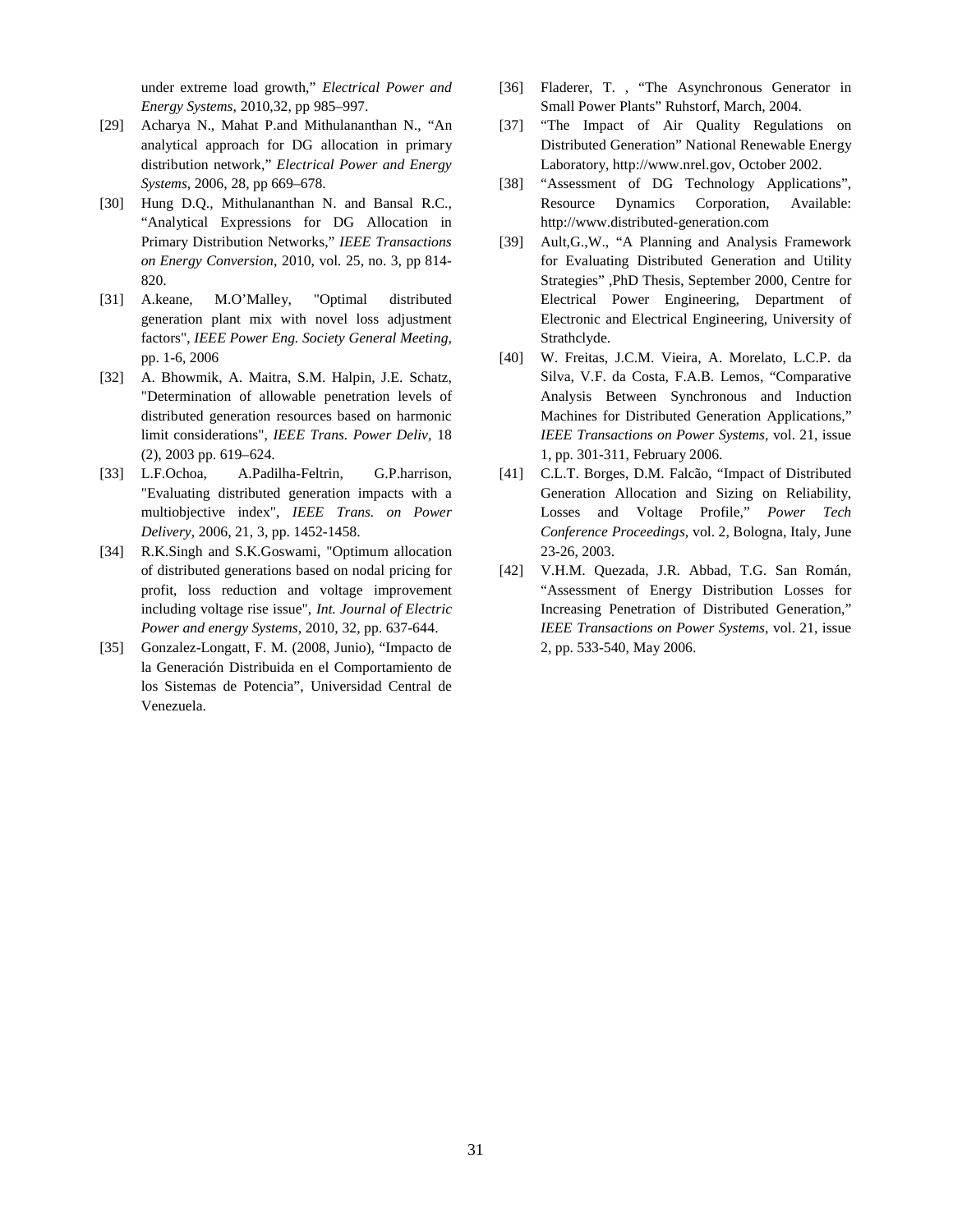under extreme load growth," *Electrical Power and Energy Systems*, 2010,32, pp 985–997.

[29] Acharya N., Mahat P.and Mithulananthan N., "An analytical approach for DG allocation in primary distribution network," *Electrical Power and Energy Systems*, 2006, 28, pp 669–678.

[30] Hung D.Q., Mithulananthan N. and Bansal R.C., "Analytical Expressions for DG Allocation in Primary Distribution Networks," *IEEE Transactions on Energy Conversion*, 2010, vol. 25, no. 3, pp 814-820.

[31] A.keane, M.O'Malley, "Optimal distributed generation plant mix with novel loss adjustment factors", *IEEE Power Eng. Society General Meeting*, pp. 1-6, 2006

[32] A. Bhowmik, A. Maitra, S.M. Halpin, J.E. Schatz, "Determination of allowable penetration levels of distributed generation resources based on harmonic limit considerations", *IEEE Trans. Power Deliv*, 18 (2), 2003 pp. 619–624.

[33] L.F.Ochoa, A.Padilha-Feltrin, G.P.harrison, "Evaluating distributed generation impacts with a multiobjective index", *IEEE Trans. on Power Delivery*, 2006, 21, 3, pp. 1452-1458.

[34] R.K.Singh and S.K.Goswami, "Optimum allocation of distributed generations based on nodal pricing for profit, loss reduction and voltage improvement including voltage rise issue", *Int. Journal of Electric Power and energy Systems*, 2010, 32, pp. 637-644.

[35] Gonzalez-Longatt, F. M. (2008, Junio), "Impacto de la Generación Distribuida en el Comportamiento de los Sistemas de Potencia", Universidad Central de Venezuela.

[36] Fladerer, T. , "The Asynchronous Generator in Small Power Plants" Ruhstorf, March, 2004.

[37] "The Impact of Air Quality Regulations on Distributed Generation" National Renewable Energy Laboratory, http://www.nrel.gov, October 2002.

[38] "Assessment of DG Technology Applications", Resource Dynamics Corporation, Available: http://www.distributed-generation.com

[39] Ault,G.,W., "A Planning and Analysis Framework for Evaluating Distributed Generation and Utility Strategies" ,PhD Thesis, September 2000, Centre for Electrical Power Engineering, Department of Electronic and Electrical Engineering, University of Strathclyde.

[40] W. Freitas, J.C.M. Vieira, A. Morelato, L.C.P. da Silva, V.F. da Costa, F.A.B. Lemos, "Comparative Analysis Between Synchronous and Induction Machines for Distributed Generation Applications," *IEEE Transactions on Power Systems*, vol. 21, issue 1, pp. 301-311, February 2006.

[41] C.L.T. Borges, D.M. Falcão, "Impact of Distributed Generation Allocation and Sizing on Reliability, Losses and Voltage Profile," *Power Tech Conference Proceedings*, vol. 2, Bologna, Italy, June 23-26, 2003.

[42] V.H.M. Quezada, J.R. Abbad, T.G. San Román, "Assessment of Energy Distribution Losses for Increasing Penetration of Distributed Generation," *IEEE Transactions on Power Systems*, vol. 21, issue 2, pp. 533-540, May 2006.